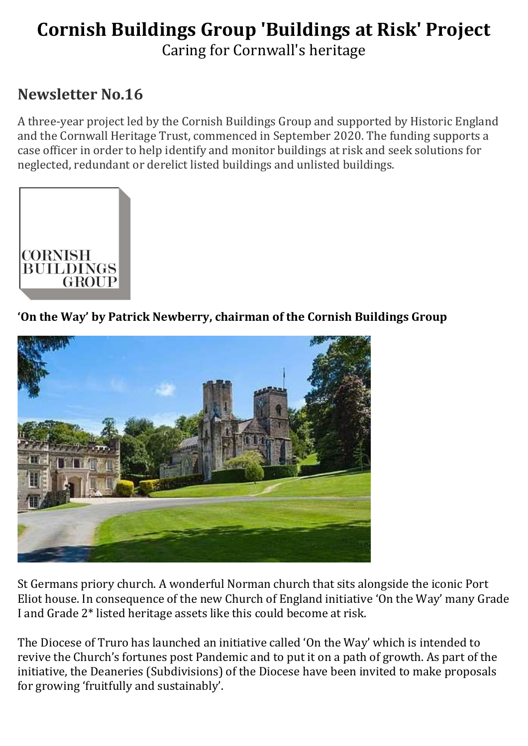# Cornish Buildings Group 'Buildings at Risk' Project

Caring for Cornwall's heritage

## Newsletter No.16

A three-year project led by the Cornish Buildings Group and supported by Historic England and the Cornwall Heritage Trust, commenced in September 2020. The funding supports a case officer in order to help identify and monitor buildings at risk and seek solutions for neglected, redundant or derelict listed buildings and unlisted buildings.

**'On the Way' by Patrick Newberry, chairman of the Cornish Buildings Group**

St Germans priory church. A wonderful Norman church that sits alongside the iconic Port Eliot house. In consequence of the new Church of England initiative 'On the Way' many Grade I and Grade 2* listed heritage assets like this could become at risk.

The Diocese of Truro has launched an initiative called 'On the Way' which is intended to revive the Church's fortunes post Pandemic and to put it on a path of growth. As part of the initiative, the Deaneries (Subdivisions) of the Diocese have been invited to make proposals for growing 'fruitfully and sustainably'.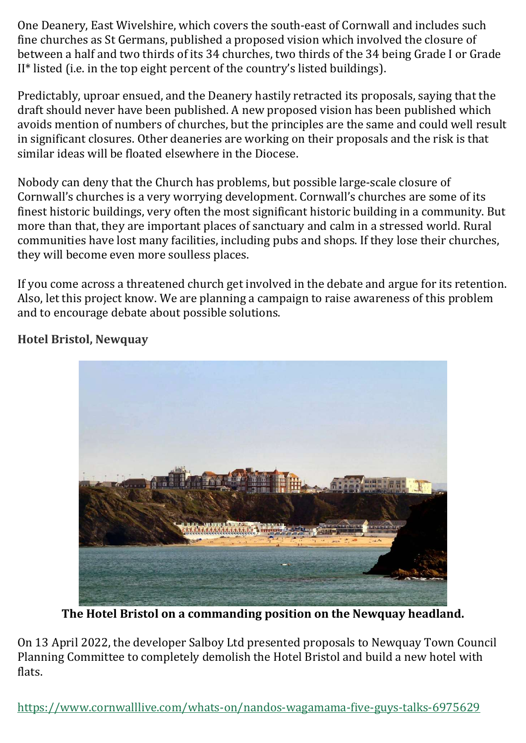One Deanery, East Wivelshire, which covers the south-east of Cornwall and includes such fine churches as St Germans, published a proposed vision which involved the closure of between a half and two thirds of its 34 churches, two thirds of the 34 being Grade I or Grade II* listed (i.e. in the top eight percent of the country's listed buildings).

Predictably, uproar ensued, and the Deanery hastily retracted its proposals, saying that the draft should never have been published. A new proposed vision has been published which avoids mention of numbers of churches, but the principles are the same and could well result in significant closures. Other deaneries are working on their proposals and the risk is that similar ideas will be floated elsewhere in the Diocese.

Nobody can deny that the Church has problems, but possible large-scale closure of Cornwall's churches is a very worrying development. Cornwall's churches are some of its finest historic buildings, very often the most significant historic building in a community. But more than that, they are important places of sanctuary and calm in a stressed world. Rural communities have lost many facilities, including pubs and shops. If they lose their churches, they will become even more soulless places.

If you come across a threatened church get involved in the debate and argue for its retention. Also, let this project know. We are planning a campaign to raise awareness of this problem and to encourage debate about possible solutions.

**Hotel Bristol, Newquay**

**The Hotel Bristol on a commanding position on the Newquay headland.**

On 13 April 2022, the developer Salboy Ltd presented proposals to Newquay Town Council Planning Committee to completely demolish the Hotel Bristol and build a new hotel with flats.

https://www.cornwalllive.com/whats-on/nandos-wagamama-five-guys-talks-6975629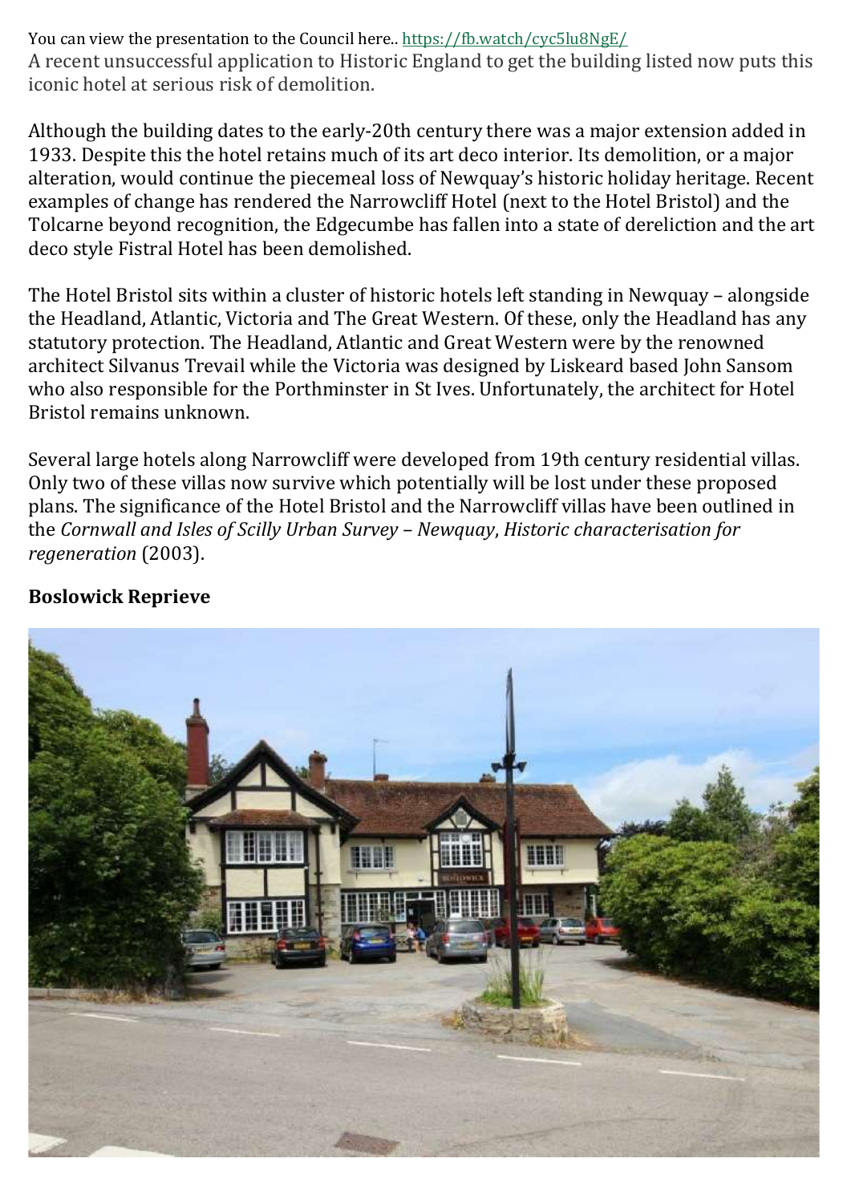You can view the presentation to the Council here.. https://fb.watch/cyc5lu8NgE/

A recent unsuccessful application to Historic England to get the building listed now puts this iconic hotel at serious risk of demolition.

Although the building dates to the early-20th century there was a major extension added in 1933. Despite this the hotel retains much of its art deco interior. Its demolition, or a major alteration, would continue the piecemeal loss of Newquay's historic holiday heritage. Recent examples of change has rendered the Narrowcliff Hotel (next to the Hotel Bristol) and the Tolcarne beyond recognition, the Edgecumbe has fallen into a state of dereliction and the art deco style Fistral Hotel has been demolished.

The Hotel Bristol sits within a cluster of historic hotels left standing in Newquay – alongside the Headland, Atlantic, Victoria and The Great Western. Of these, only the Headland has any statutory protection. The Headland, Atlantic and Great Western were by the renowned architect Silvanus Trevail while the Victoria was designed by Liskeard based John Sansom who also responsible for the Porthminster in St Ives. Unfortunately, the architect for Hotel Bristol remains unknown.

Several large hotels along Narrowcliff were developed from 19th century residential villas. Only two of these villas now survive which potentially will be lost under these proposed plans. The significance of the Hotel Bristol and the Narrowcliff villas have been outlined in the *Cornwall and Isles of Scilly Urban Survey – Newquay*, *Historic characterisation for regeneration* (2003).

**Boslowick Reprieve**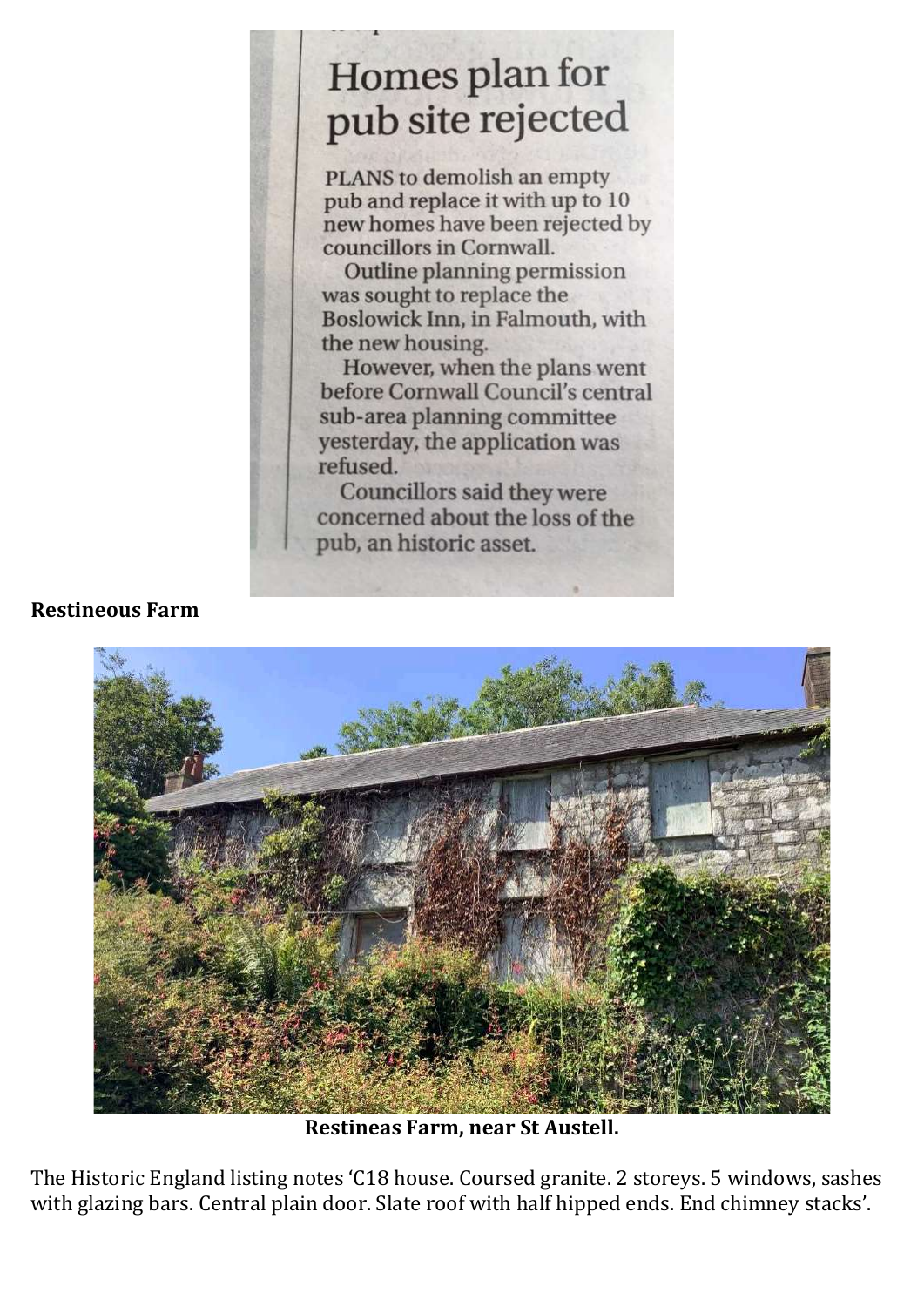# Homes plan for pub site rejected

PLANS to demolish an empty pub and replace it with up to 10 new homes have been rejected by councillors in Cornwall.

Outline planning permission was sought to replace the Boslowick Inn, in Falmouth, with the new housing.

However, when the plans went before Cornwall Council's central sub-area planning committee yesterday, the application was refused.

Councillors said they were concerned about the loss of the pub, an historic asset.

**Restineous Farm**

**Restineas Farm, near St Austell.**

The Historic England listing notes 'C18 house. Coursed granite. 2 storeys. 5 windows, sashes with glazing bars. Central plain door. Slate roof with half hipped ends. End chimney stacks'.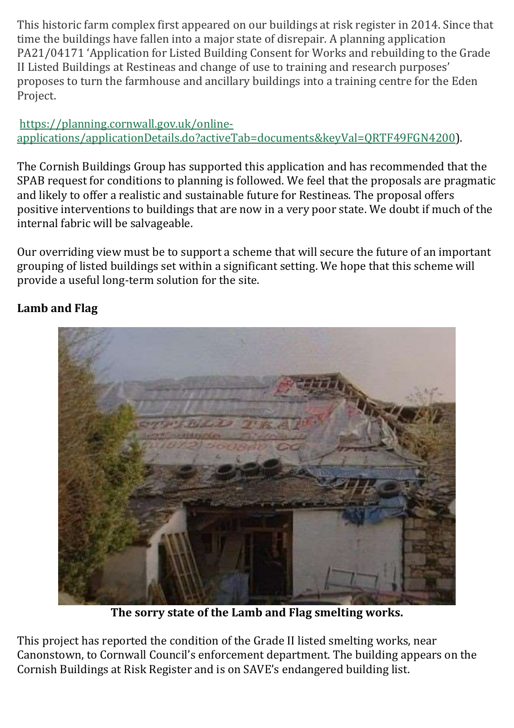This historic farm complex first appeared on our buildings at risk register in 2014. Since that time the buildings have fallen into a major state of disrepair. A planning application PA21/04171 'Application for Listed Building Consent for Works and rebuilding to the Grade II Listed Buildings at Restineas and change of use to training and research purposes' proposes to turn the farmhouse and ancillary buildings into a training centre for the Eden Project.

[https://planning.cornwall.gov.uk/online-applications/applicationDetails.do?activeTab=documents&keyVal=QRTF49FGN4200](https://planning.cornwall.gov.uk/online-applications/applicationDetails.do?activeTab=documents&keyVal=QRTF49FGN4200)).

The Cornish Buildings Group has supported this application and has recommended that the SPAB request for conditions to planning is followed. We feel that the proposals are pragmatic and likely to offer a realistic and sustainable future for Restineas. The proposal offers positive interventions to buildings that are now in a very poor state. We doubt if much of the internal fabric will be salvageable.

Our overriding view must be to support a scheme that will secure the future of an important grouping of listed buildings set within a significant setting. We hope that this scheme will provide a useful long-term solution for the site.

**Lamb and Flag**

**The sorry state of the Lamb and Flag smelting works.**

This project has reported the condition of the Grade II listed smelting works, near Canonstown, to Cornwall Council's enforcement department. The building appears on the Cornish Buildings at Risk Register and is on SAVE's endangered building list.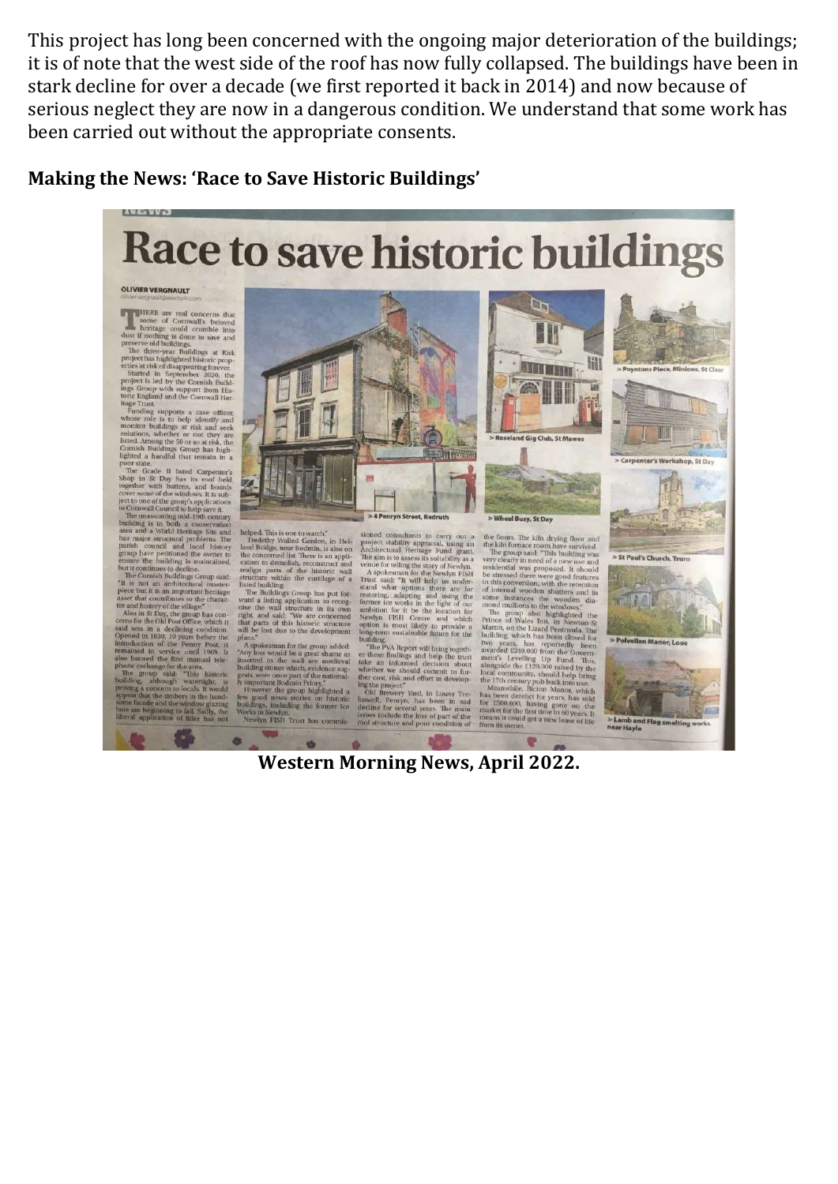This project has long been concerned with the ongoing major deterioration of the buildings; it is of note that the west side of the roof has now fully collapsed. The buildings have been in stark decline for over a decade (we first reported it back in 2014) and now because of serious neglect they are now in a dangerous condition. We understand that some work has been carried out without the appropriate consents.

**Making the News: 'Race to Save Historic Buildings'**

**Western Morning News, April 2022.**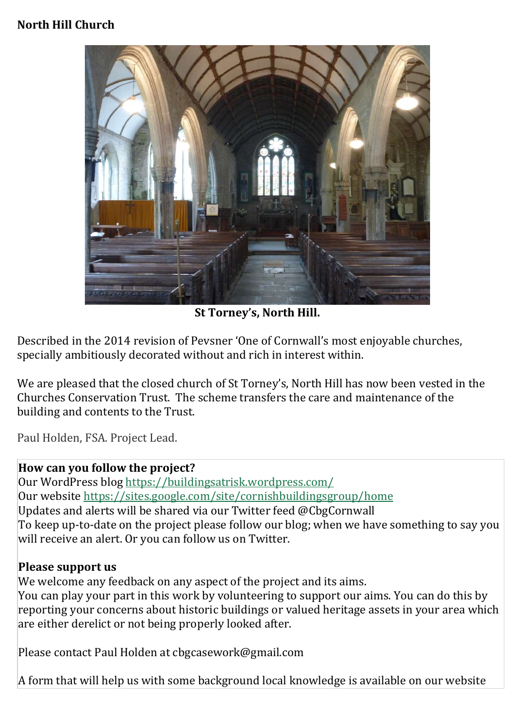**North Hill Church**

**St Torney's, North Hill.**

Described in the 2014 revision of Pevsner 'One of Cornwall's most enjoyable churches, specially ambitiously decorated without and rich in interest within.

We are pleased that the closed church of St Torney's, North Hill has now been vested in the Churches Conservation Trust. The scheme transfers the care and maintenance of the building and contents to the Trust.

Paul Holden, FSA. Project Lead.

**How can you follow the project?**
Our WordPress blog https://buildingsatrisk.wordpress.com/
Our website https://sites.google.com/site/cornishbuildingsgroup/home
Updates and alerts will be shared via our Twitter feed @CbgCornwall
To keep up-to-date on the project please follow our blog; when we have something to say you will receive an alert. Or you can follow us on Twitter.

**Please support us**
We welcome any feedback on any aspect of the project and its aims.
You can play your part in this work by volunteering to support our aims. You can do this by reporting your concerns about historic buildings or valued heritage assets in your area which are either derelict or not being properly looked after.

Please contact Paul Holden at cbgcasework@gmail.com

A form that will help us with some background local knowledge is available on our website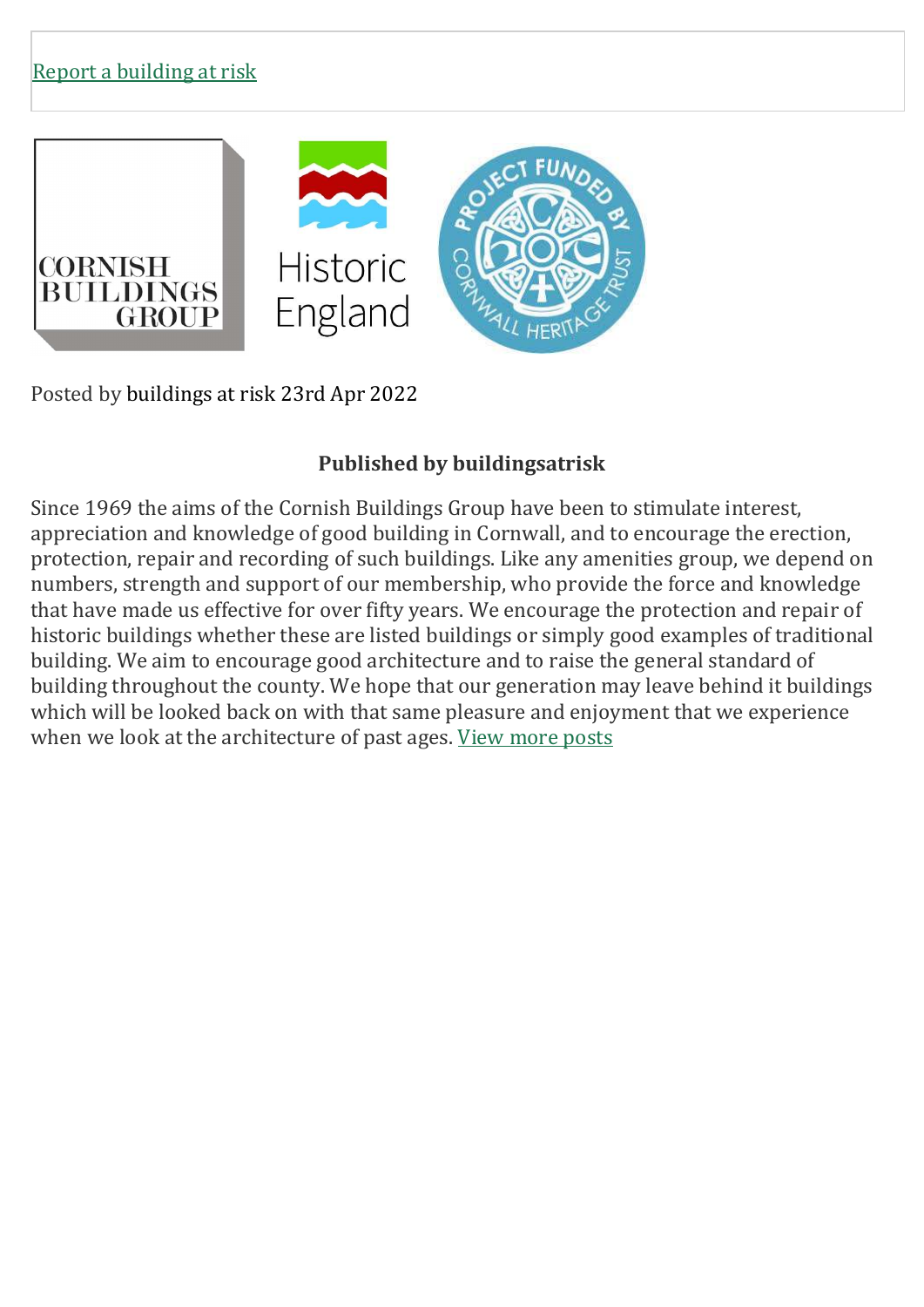Report a building at risk

Posted by buildings at risk 23rd Apr 2022

**Published by buildingsatrisk**

Since 1969 the aims of the Cornish Buildings Group have been to stimulate interest, appreciation and knowledge of good building in Cornwall, and to encourage the erection, protection, repair and recording of such buildings. Like any amenities group, we depend on numbers, strength and support of our membership, who provide the force and knowledge that have made us effective for over fifty years. We encourage the protection and repair of historic buildings whether these are listed buildings or simply good examples of traditional building. We aim to encourage good architecture and to raise the general standard of building throughout the county. We hope that our generation may leave behind it buildings which will be looked back on with that same pleasure and enjoyment that we experience when we look at the architecture of past ages. View more posts